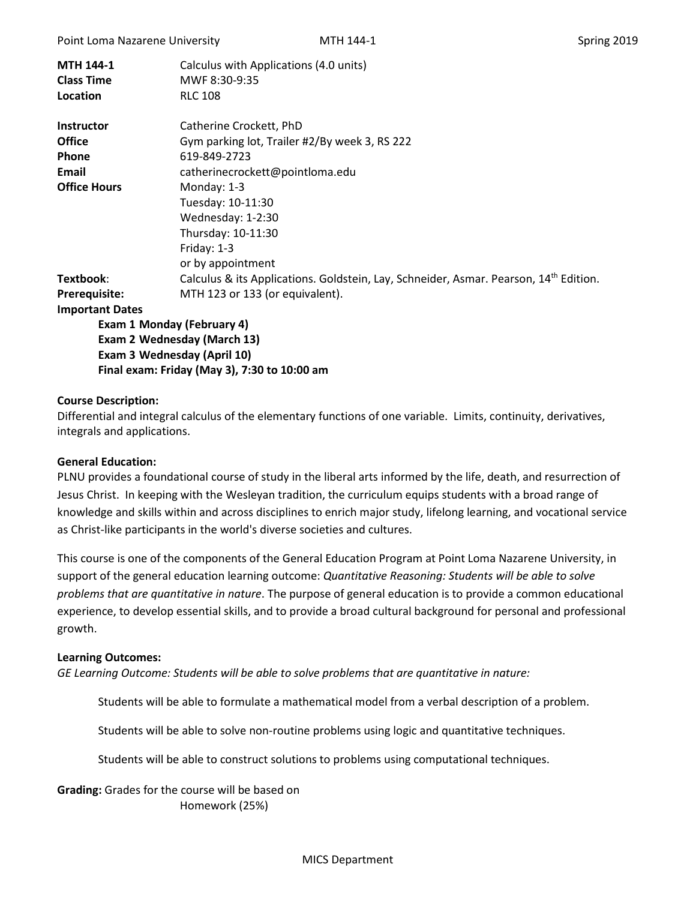| | |
|---|---|
| **MTH 144-1** | Calculus with Applications (4.0 units) |
| **Class Time** | MWF 8:30-9:35 |
| **Location** | RLC 108 |
| **Instructor** | Catherine Crockett, PhD |
| **Office** | Gym parking lot, Trailer #2/By week 3, RS 222 |
| **Phone** | 619-849-2723 |
| **Email** | catherinecrockett@pointloma.edu |
| **Office Hours** | Monday: 1-3<br>Tuesday: 10-11:30<br>Wednesday: 1-2:30<br>Thursday: 10-11:30<br>Friday: 1-3<br>or by appointment |
| **Textbook**: | Calculus & its Applications. Goldstein, Lay, Schneider, Asmar. Pearson, 14th Edition. |
| **Prerequisite:** | MTH 123 or 133 (or equivalent). |

**Important Dates**

**Exam 1 Monday (February 4)**
**Exam 2 Wednesday (March 13)**
**Exam 3 Wednesday (April 10)**
**Final exam: Friday (May 3), 7:30 to 10:00 am**

**Course Description:**

Differential and integral calculus of the elementary functions of one variable. Limits, continuity, derivatives, integrals and applications.

**General Education:**

PLNU provides a foundational course of study in the liberal arts informed by the life, death, and resurrection of Jesus Christ. In keeping with the Wesleyan tradition, the curriculum equips students with a broad range of knowledge and skills within and across disciplines to enrich major study, lifelong learning, and vocational service as Christ-like participants in the world's diverse societies and cultures.

This course is one of the components of the General Education Program at Point Loma Nazarene University, in support of the general education learning outcome: *Quantitative Reasoning: Students will be able to solve problems that are quantitative in nature*. The purpose of general education is to provide a common educational experience, to develop essential skills, and to provide a broad cultural background for personal and professional growth.

**Learning Outcomes:**

*GE Learning Outcome: Students will be able to solve problems that are quantitative in nature:*

Students will be able to formulate a mathematical model from a verbal description of a problem.

Students will be able to solve non-routine problems using logic and quantitative techniques.

Students will be able to construct solutions to problems using computational techniques.

**Grading:** Grades for the course will be based on

Homework (25%)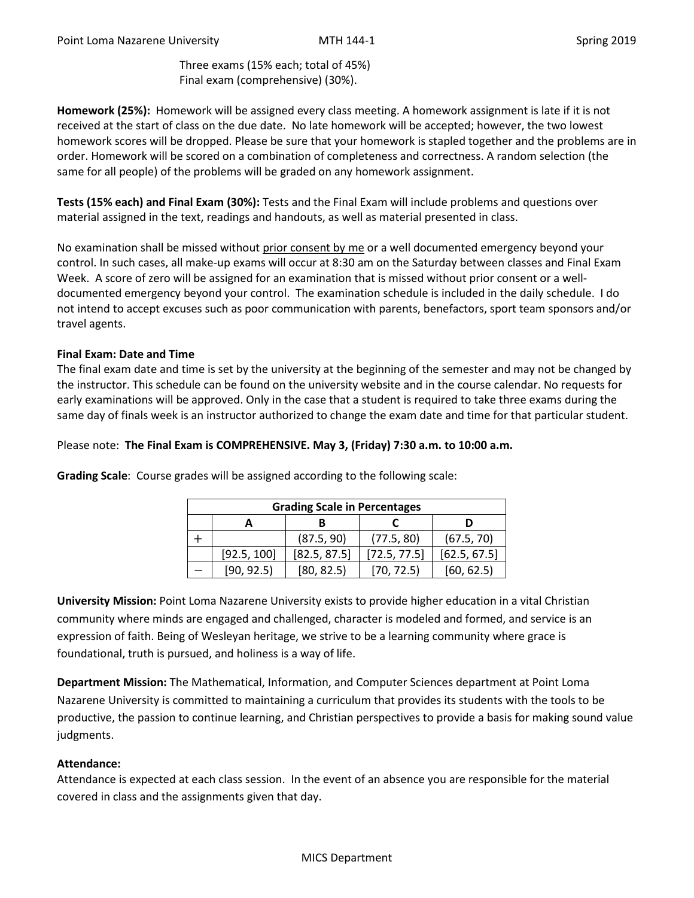Three exams (15% each; total of 45%)
Final exam (comprehensive) (30%).

**Homework (25%):** Homework will be assigned every class meeting. A homework assignment is late if it is not received at the start of class on the due date. No late homework will be accepted; however, the two lowest homework scores will be dropped. Please be sure that your homework is stapled together and the problems are in order. Homework will be scored on a combination of completeness and correctness. A random selection (the same for all people) of the problems will be graded on any homework assignment.

**Tests (15% each) and Final Exam (30%):** Tests and the Final Exam will include problems and questions over material assigned in the text, readings and handouts, as well as material presented in class.

No examination shall be missed without prior consent by me or a well documented emergency beyond your control. In such cases, all make-up exams will occur at 8:30 am on the Saturday between classes and Final Exam Week. A score of zero will be assigned for an examination that is missed without prior consent or a well-documented emergency beyond your control. The examination schedule is included in the daily schedule. I do not intend to accept excuses such as poor communication with parents, benefactors, sport team sponsors and/or travel agents.

### Final Exam: Date and Time

The final exam date and time is set by the university at the beginning of the semester and may not be changed by the instructor. This schedule can be found on the university website and in the course calendar. No requests for early examinations will be approved. Only in the case that a student is required to take three exams during the same day of finals week is an instructor authorized to change the exam date and time for that particular student.

Please note: **The Final Exam is COMPREHENSIVE. May 3, (Friday) 7:30 a.m. to 10:00 a.m.**

**Grading Scale**: Course grades will be assigned according to the following scale:

| Grading Scale in Percentages | | | | |
|---|---|---|---|---|
| | **A** | **B** | **C** | **D** |
| + | | (87.5, 90) | (77.5, 80) | (67.5, 70) |
| | [92.5, 100] | [82.5, 87.5] | [72.5, 77.5] | [62.5, 67.5] |
| − | [90, 92.5) | [80, 82.5) | [70, 72.5) | [60, 62.5) |

**University Mission:** Point Loma Nazarene University exists to provide higher education in a vital Christian community where minds are engaged and challenged, character is modeled and formed, and service is an expression of faith. Being of Wesleyan heritage, we strive to be a learning community where grace is foundational, truth is pursued, and holiness is a way of life.

**Department Mission:** The Mathematical, Information, and Computer Sciences department at Point Loma Nazarene University is committed to maintaining a curriculum that provides its students with the tools to be productive, the passion to continue learning, and Christian perspectives to provide a basis for making sound value judgments.

### Attendance:

Attendance is expected at each class session. In the event of an absence you are responsible for the material covered in class and the assignments given that day.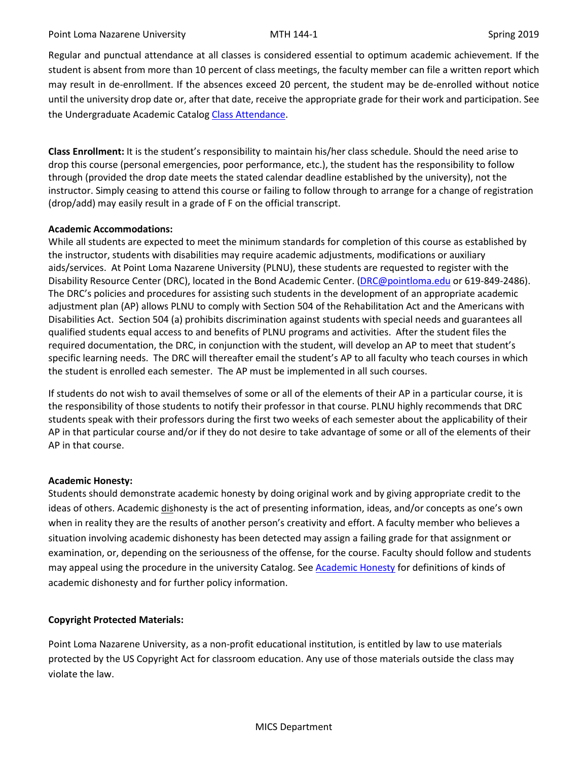Regular and punctual attendance at all classes is considered essential to optimum academic achievement. If the student is absent from more than 10 percent of class meetings, the faculty member can file a written report which may result in de-enrollment. If the absences exceed 20 percent, the student may be de-enrolled without notice until the university drop date or, after that date, receive the appropriate grade for their work and participation. See the Undergraduate Academic Catalog Class Attendance.

**Class Enrollment:** It is the student's responsibility to maintain his/her class schedule. Should the need arise to drop this course (personal emergencies, poor performance, etc.), the student has the responsibility to follow through (provided the drop date meets the stated calendar deadline established by the university), not the instructor. Simply ceasing to attend this course or failing to follow through to arrange for a change of registration (drop/add) may easily result in a grade of F on the official transcript.

**Academic Accommodations:**
While all students are expected to meet the minimum standards for completion of this course as established by the instructor, students with disabilities may require academic adjustments, modifications or auxiliary aids/services. At Point Loma Nazarene University (PLNU), these students are requested to register with the Disability Resource Center (DRC), located in the Bond Academic Center. (DRC@pointloma.edu or 619-849-2486). The DRC's policies and procedures for assisting such students in the development of an appropriate academic adjustment plan (AP) allows PLNU to comply with Section 504 of the Rehabilitation Act and the Americans with Disabilities Act. Section 504 (a) prohibits discrimination against students with special needs and guarantees all qualified students equal access to and benefits of PLNU programs and activities. After the student files the required documentation, the DRC, in conjunction with the student, will develop an AP to meet that student's specific learning needs. The DRC will thereafter email the student's AP to all faculty who teach courses in which the student is enrolled each semester. The AP must be implemented in all such courses.

If students do not wish to avail themselves of some or all of the elements of their AP in a particular course, it is the responsibility of those students to notify their professor in that course. PLNU highly recommends that DRC students speak with their professors during the first two weeks of each semester about the applicability of their AP in that particular course and/or if they do not desire to take advantage of some or all of the elements of their AP in that course.

**Academic Honesty:**
Students should demonstrate academic honesty by doing original work and by giving appropriate credit to the ideas of others. Academic dishonesty is the act of presenting information, ideas, and/or concepts as one's own when in reality they are the results of another person's creativity and effort. A faculty member who believes a situation involving academic dishonesty has been detected may assign a failing grade for that assignment or examination, or, depending on the seriousness of the offense, for the course. Faculty should follow and students may appeal using the procedure in the university Catalog. See Academic Honesty for definitions of kinds of academic dishonesty and for further policy information.

**Copyright Protected Materials:**

Point Loma Nazarene University, as a non-profit educational institution, is entitled by law to use materials protected by the US Copyright Act for classroom education. Any use of those materials outside the class may violate the law.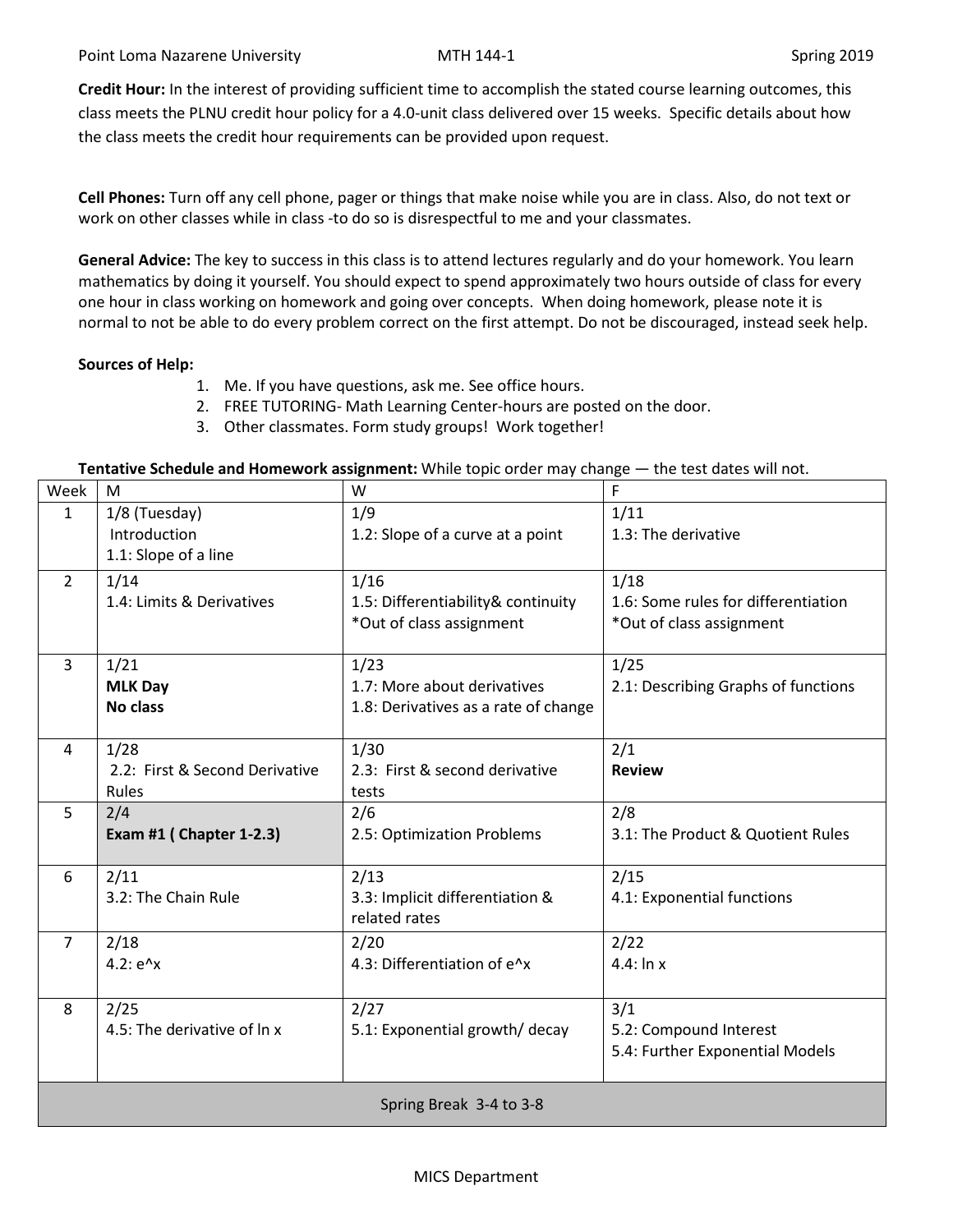**Credit Hour:** In the interest of providing sufficient time to accomplish the stated course learning outcomes, this class meets the PLNU credit hour policy for a 4.0-unit class delivered over 15 weeks. Specific details about how the class meets the credit hour requirements can be provided upon request.

**Cell Phones:** Turn off any cell phone, pager or things that make noise while you are in class. Also, do not text or work on other classes while in class -to do so is disrespectful to me and your classmates.

**General Advice:** The key to success in this class is to attend lectures regularly and do your homework. You learn mathematics by doing it yourself. You should expect to spend approximately two hours outside of class for every one hour in class working on homework and going over concepts. When doing homework, please note it is normal to not be able to do every problem correct on the first attempt. Do not be discouraged, instead seek help.

**Sources of Help:**

1. Me. If you have questions, ask me. See office hours.
2. FREE TUTORING- Math Learning Center-hours are posted on the door.
3. Other classmates. Form study groups! Work together!

**Tentative Schedule and Homework assignment:** While topic order may change — the test dates will not.

| Week | M | W | F |
|---|---|---|---|
| 1 | 1/8 (Tuesday)<br>Introduction<br>1.1: Slope of a line | 1/9<br>1.2: Slope of a curve at a point | 1/11<br>1.3: The derivative |
| 2 | 1/14<br>1.4: Limits & Derivatives | 1/16<br>1.5: Differentiability& continuity<br>*Out of class assignment | 1/18<br>1.6: Some rules for differentiation<br>*Out of class assignment |
| 3 | 1/21<br>**MLK Day**<br>**No class** | 1/23<br>1.7: More about derivatives<br>1.8: Derivatives as a rate of change | 1/25<br>2.1: Describing Graphs of functions |
| 4 | 1/28<br>2.2: First & Second Derivative Rules | 1/30<br>2.3: First & second derivative tests | 2/1<br>**Review** |
| 5 | 2/4<br>**Exam #1 ( Chapter 1-2.3)** | 2/6<br>2.5: Optimization Problems | 2/8<br>3.1: The Product & Quotient Rules |
| 6 | 2/11<br>3.2: The Chain Rule | 2/13<br>3.3: Implicit differentiation & related rates | 2/15<br>4.1: Exponential functions |
| 7 | 2/18<br>4.2: e^x | 2/20<br>4.3: Differentiation of e^x | 2/22<br>4.4: ln x |
| 8 | 2/25<br>4.5: The derivative of ln x | 2/27<br>5.1: Exponential growth/ decay | 3/1<br>5.2: Compound Interest<br>5.4: Further Exponential Models |
| Spring Break 3-4 to 3-8 | | | |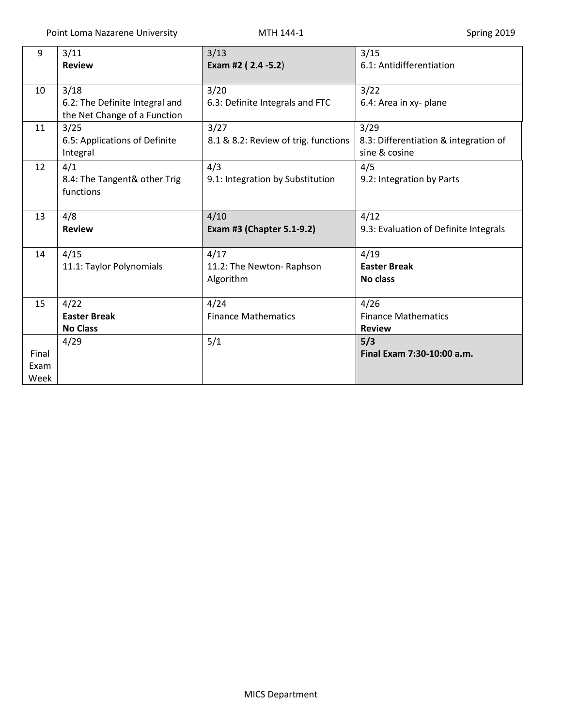| | | | |
|---|---|---|---|
| 9 | 3/11<br>**Review** | 3/13<br>**Exam #2 ( 2.4 -5.2**) | 3/15<br>6.1: Antidifferentiation |
| 10 | 3/18<br>6.2: The Definite Integral and the Net Change of a Function | 3/20<br>6.3: Definite Integrals and FTC | 3/22<br>6.4: Area in xy- plane |
| 11 | 3/25<br>6.5: Applications of Definite Integral | 3/27<br>8.1 & 8.2: Review of trig. functions | 3/29<br>8.3: Differentiation & integration of sine & cosine |
| 12 | 4/1<br>8.4: The Tangent& other Trig functions | 4/3<br>9.1: Integration by Substitution | 4/5<br>9.2: Integration by Parts |
| 13 | 4/8<br>**Review** | 4/10<br>**Exam #3 (Chapter 5.1-9.2)** | 4/12<br>9.3: Evaluation of Definite Integrals |
| 14 | 4/15<br>11.1: Taylor Polynomials | 4/17<br>11.2: The Newton- Raphson Algorithm | 4/19<br>**Easter Break**<br>**No class** |
| 15 | 4/22<br>**Easter Break**<br>**No Class** | 4/24<br>Finance Mathematics | 4/26<br>Finance Mathematics<br>**Review** |
| Final Exam Week | 4/29 | 5/1 | **5/3**<br>**Final Exam 7:30-10:00 a.m.** |